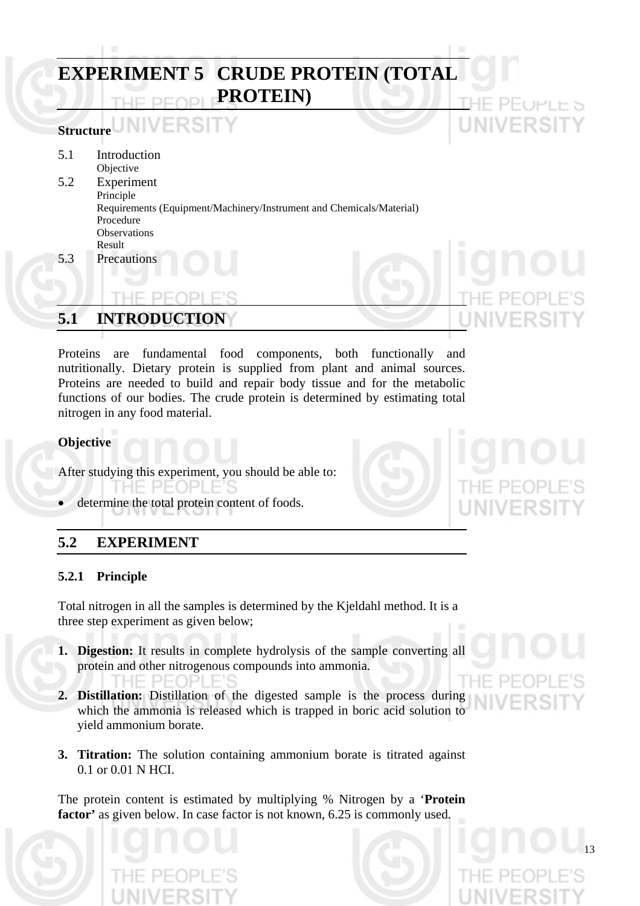# EXPERIMENT 5 CRUDE PROTEIN (TOTAL PROTEIN)

**Structure**

5.1 Introduction
- Objective

5.2 Experiment
- Principle
- Requirements (Equipment/Machinery/Instrument and Chemicals/Material)
- Procedure
- Observations
- Result

5.3 Precautions

## 5.1 INTRODUCTION

Proteins are fundamental food components, both functionally and nutritionally. Dietary protein is supplied from plant and animal sources. Proteins are needed to build and repair body tissue and for the metabolic functions of our bodies. The crude protein is determined by estimating total nitrogen in any food material.

**Objective**

After studying this experiment, you should be able to:

- determine the total protein content of foods.

## 5.2 EXPERIMENT

### 5.2.1 Principle

Total nitrogen in all the samples is determined by the Kjeldahl method. It is a three step experiment as given below;

1. **Digestion:** It results in complete hydrolysis of the sample converting all protein and other nitrogenous compounds into ammonia.
2. **Distillation:** Distillation of the digested sample is the process during which the ammonia is released which is trapped in boric acid solution to yield ammonium borate.
3. **Titration:** The solution containing ammonium borate is titrated against 0.1 or 0.01 N HCI.

The protein content is estimated by multiplying % Nitrogen by a '**Protein factor'** as given below. In case factor is not known, 6.25 is commonly used.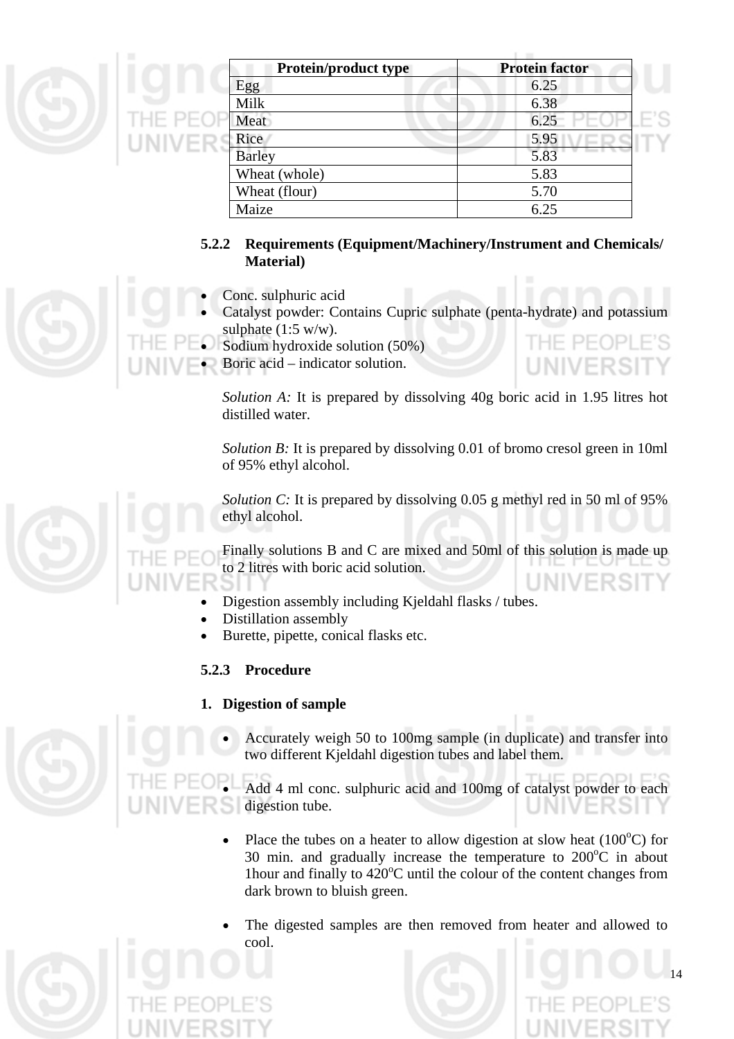| Protein/product type | Protein factor |
|---|---|
| Egg | 6.25 |
| Milk | 6.38 |
| Meat | 6.25 |
| Rice | 5.95 |
| Barley | 5.83 |
| Wheat (whole) | 5.83 |
| Wheat (flour) | 5.70 |
| Maize | 6.25 |

### 5.2.2 Requirements (Equipment/Machinery/Instrument and Chemicals/ Material)

- Conc. sulphuric acid
- Catalyst powder: Contains Cupric sulphate (penta-hydrate) and potassium sulphate (1:5 w/w).
- Sodium hydroxide solution (50%)
- Boric acid – indicator solution.

  *Solution A:* It is prepared by dissolving 40g boric acid in 1.95 litres hot distilled water.

  *Solution B:* It is prepared by dissolving 0.01 of bromo cresol green in 10ml of 95% ethyl alcohol.

  *Solution C:* It is prepared by dissolving 0.05 g methyl red in 50 ml of 95% ethyl alcohol.

  Finally solutions B and C are mixed and 50ml of this solution is made up to 2 litres with boric acid solution.

- Digestion assembly including Kjeldahl flasks / tubes.
- Distillation assembly
- Burette, pipette, conical flasks etc.

### 5.2.3 Procedure

**1. Digestion of sample**

- Accurately weigh 50 to 100mg sample (in duplicate) and transfer into two different Kjeldahl digestion tubes and label them.
- Add 4 ml conc. sulphuric acid and 100mg of catalyst powder to each digestion tube.
- Place the tubes on a heater to allow digestion at slow heat ($100^{o}$C) for 30 min. and gradually increase the temperature to $200^{o}$C in about 1hour and finally to $420^{o}$C until the colour of the content changes from dark brown to bluish green.
- The digested samples are then removed from heater and allowed to cool.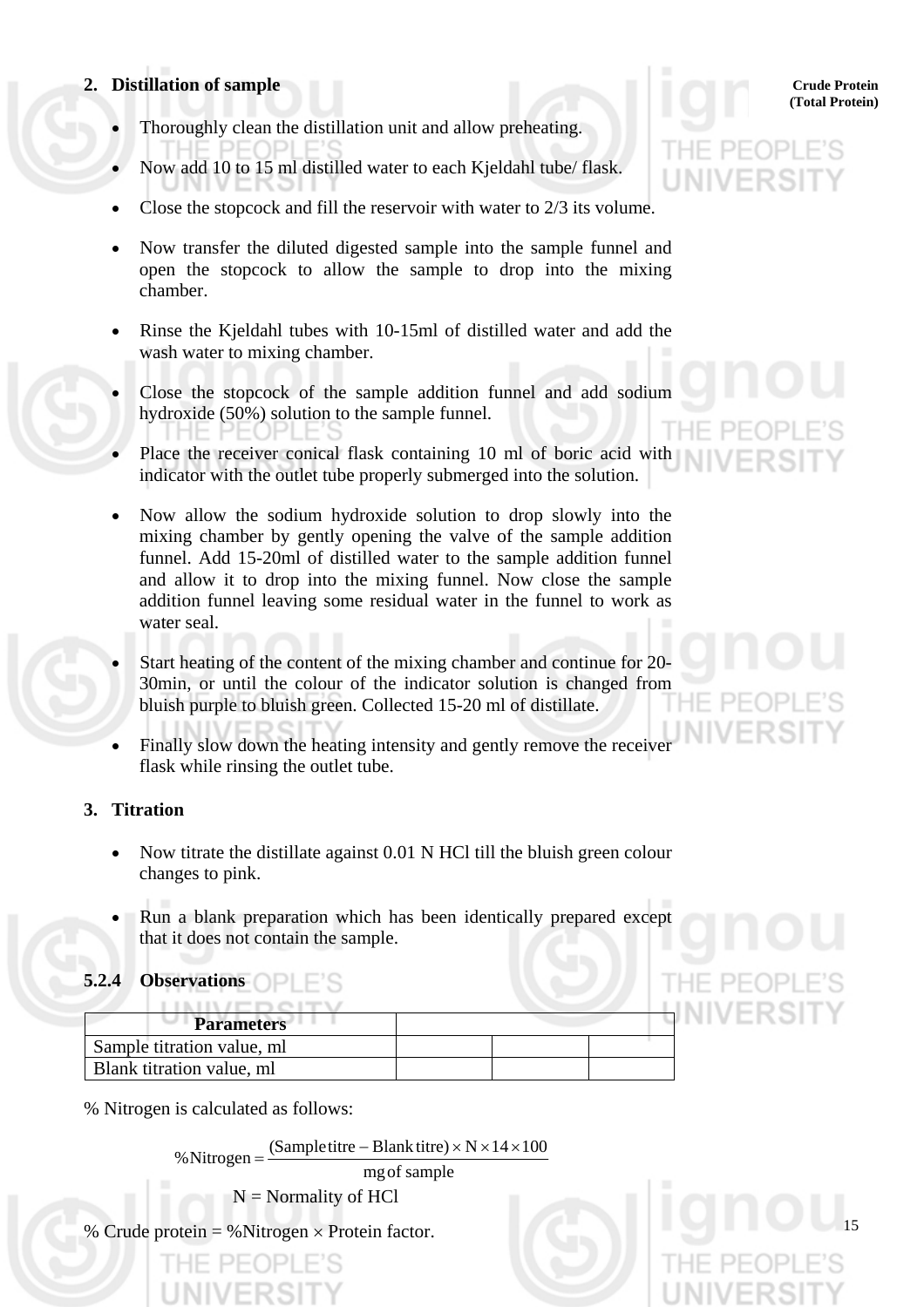## 2. Distillation of sample

- Thoroughly clean the distillation unit and allow preheating.
- Now add 10 to 15 ml distilled water to each Kjeldahl tube/ flask.
- Close the stopcock and fill the reservoir with water to 2/3 its volume.
- Now transfer the diluted digested sample into the sample funnel and open the stopcock to allow the sample to drop into the mixing chamber.
- Rinse the Kjeldahl tubes with 10-15ml of distilled water and add the wash water to mixing chamber.
- Close the stopcock of the sample addition funnel and add sodium hydroxide (50%) solution to the sample funnel.
- Place the receiver conical flask containing 10 ml of boric acid with indicator with the outlet tube properly submerged into the solution.
- Now allow the sodium hydroxide solution to drop slowly into the mixing chamber by gently opening the valve of the sample addition funnel. Add 15-20ml of distilled water to the sample addition funnel and allow it to drop into the mixing funnel. Now close the sample addition funnel leaving some residual water in the funnel to work as water seal.
- Start heating of the content of the mixing chamber and continue for 20-30min, or until the colour of the indicator solution is changed from bluish purple to bluish green. Collected 15-20 ml of distillate.
- Finally slow down the heating intensity and gently remove the receiver flask while rinsing the outlet tube.

## 3. Titration

- Now titrate the distillate against 0.01 N HCl till the bluish green colour changes to pink.
- Run a blank preparation which has been identically prepared except that it does not contain the sample.

### 5.2.4 Observations

| Parameters | | | |
|---|---|---|---|
| Sample titration value, ml | | | |
| Blank titration value, ml | | | |

% Nitrogen is calculated as follows:

$$\%\text{Nitrogen} = \frac{(\text{Sample titre} - \text{Blank titre}) \times \text{N} \times 14 \times 100}{\text{mg of sample}}$$

N = Normality of HCl

% Crude protein = %Nitrogen × Protein factor.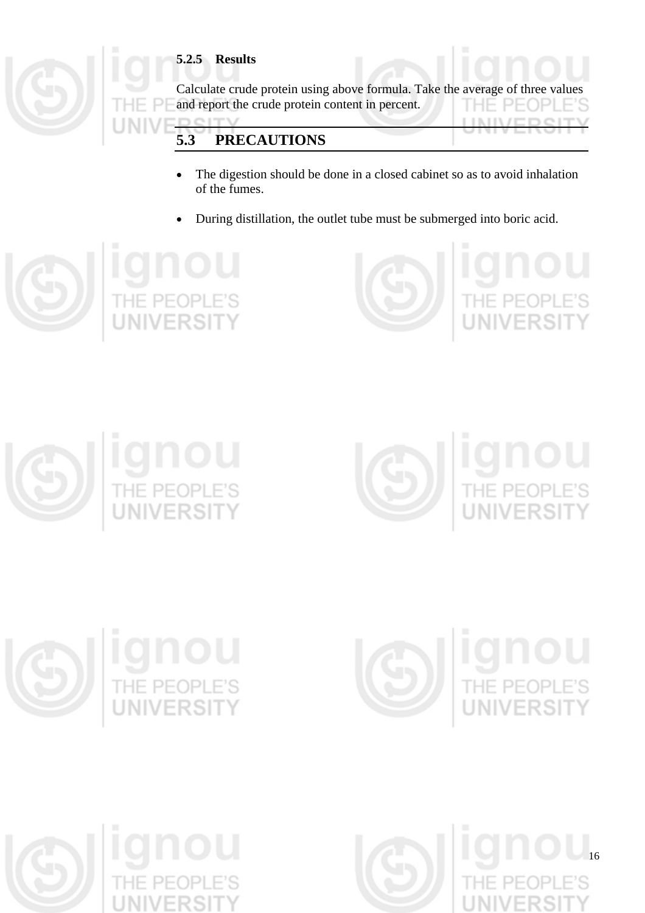### 5.2.5 Results

Calculate crude protein using above formula. Take the average of three values and report the crude protein content in percent.

## 5.3 PRECAUTIONS

- The digestion should be done in a closed cabinet so as to avoid inhalation of the fumes.
- During distillation, the outlet tube must be submerged into boric acid.